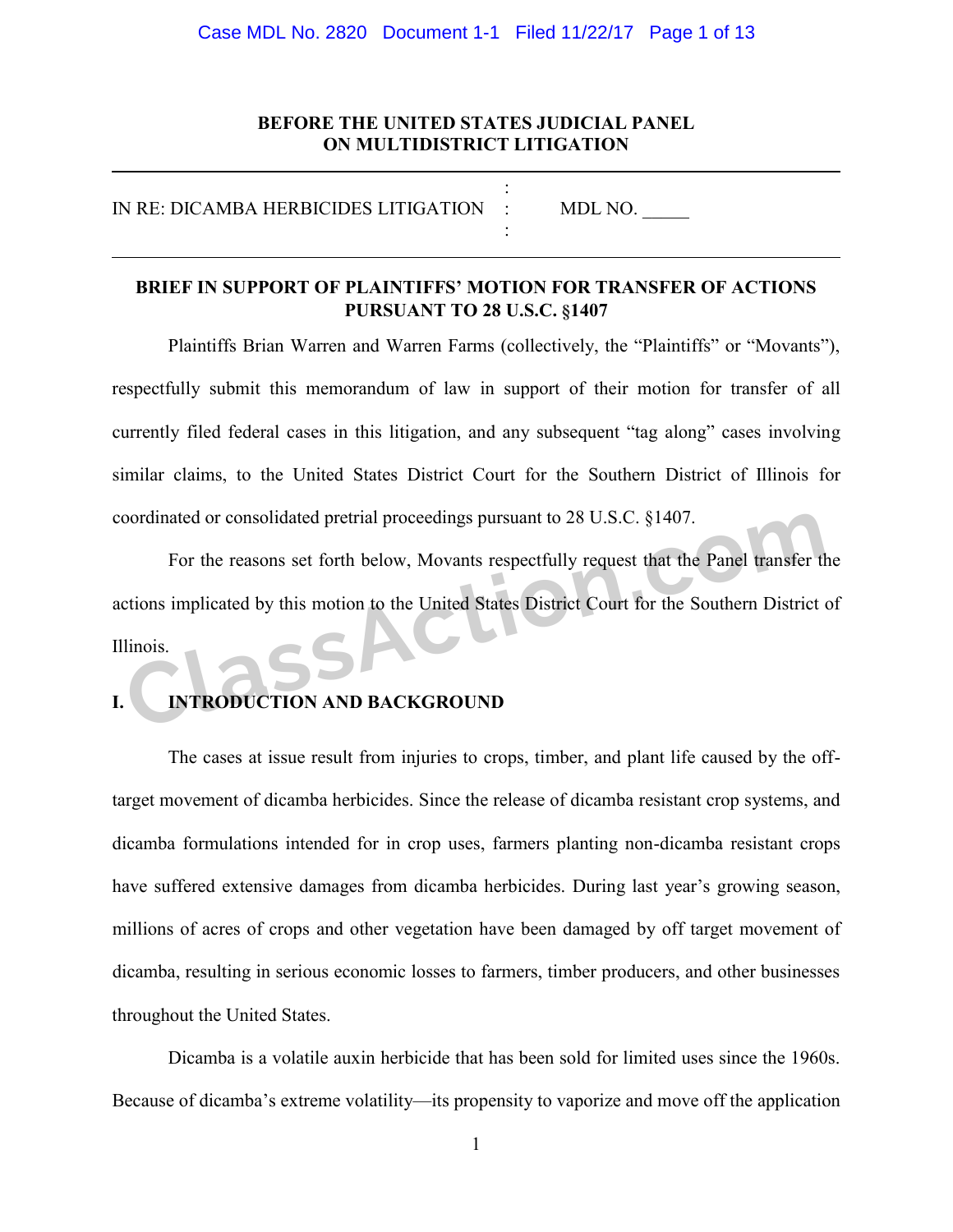**BEFORE THE UNITED STATES JUDICIAL PANEL ON MULTIDISTRICT LITIGATION**

IN RE: DICAMBA HERBICIDES LITIGATION : MDL NO. _____

**BRIEF IN SUPPORT OF PLAINTIFFS' MOTION FOR TRANSFER OF ACTIONS PURSUANT TO 28 U.S.C. §1407**

Plaintiffs Brian Warren and Warren Farms (collectively, the "Plaintiffs" or "Movants"), respectfully submit this memorandum of law in support of their motion for transfer of all currently filed federal cases in this litigation, and any subsequent "tag along" cases involving similar claims, to the United States District Court for the Southern District of Illinois for coordinated or consolidated pretrial proceedings pursuant to 28 U.S.C. §1407.

For the reasons set forth below, Movants respectfully request that the Panel transfer the actions implicated by this motion to the United States District Court for the Southern District of Illinois.

## I. INTRODUCTION AND BACKGROUND

The cases at issue result from injuries to crops, timber, and plant life caused by the off-target movement of dicamba herbicides. Since the release of dicamba resistant crop systems, and dicamba formulations intended for in crop uses, farmers planting non-dicamba resistant crops have suffered extensive damages from dicamba herbicides. During last year's growing season, millions of acres of crops and other vegetation have been damaged by off target movement of dicamba, resulting in serious economic losses to farmers, timber producers, and other businesses throughout the United States.

Dicamba is a volatile auxin herbicide that has been sold for limited uses since the 1960s. Because of dicamba's extreme volatility—its propensity to vaporize and move off the application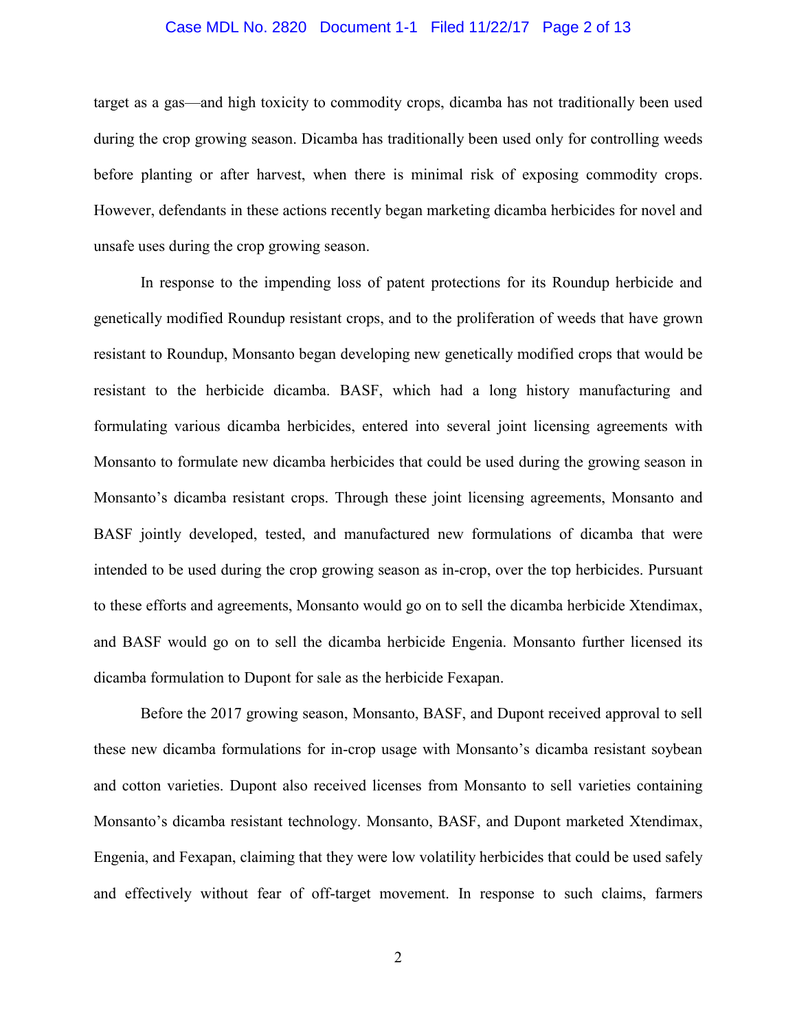target as a gas—and high toxicity to commodity crops, dicamba has not traditionally been used during the crop growing season. Dicamba has traditionally been used only for controlling weeds before planting or after harvest, when there is minimal risk of exposing commodity crops. However, defendants in these actions recently began marketing dicamba herbicides for novel and unsafe uses during the crop growing season.

In response to the impending loss of patent protections for its Roundup herbicide and genetically modified Roundup resistant crops, and to the proliferation of weeds that have grown resistant to Roundup, Monsanto began developing new genetically modified crops that would be resistant to the herbicide dicamba. BASF, which had a long history manufacturing and formulating various dicamba herbicides, entered into several joint licensing agreements with Monsanto to formulate new dicamba herbicides that could be used during the growing season in Monsanto's dicamba resistant crops. Through these joint licensing agreements, Monsanto and BASF jointly developed, tested, and manufactured new formulations of dicamba that were intended to be used during the crop growing season as in-crop, over the top herbicides. Pursuant to these efforts and agreements, Monsanto would go on to sell the dicamba herbicide Xtendimax, and BASF would go on to sell the dicamba herbicide Engenia. Monsanto further licensed its dicamba formulation to Dupont for sale as the herbicide Fexapan.

Before the 2017 growing season, Monsanto, BASF, and Dupont received approval to sell these new dicamba formulations for in-crop usage with Monsanto's dicamba resistant soybean and cotton varieties. Dupont also received licenses from Monsanto to sell varieties containing Monsanto's dicamba resistant technology. Monsanto, BASF, and Dupont marketed Xtendimax, Engenia, and Fexapan, claiming that they were low volatility herbicides that could be used safely and effectively without fear of off-target movement. In response to such claims, farmers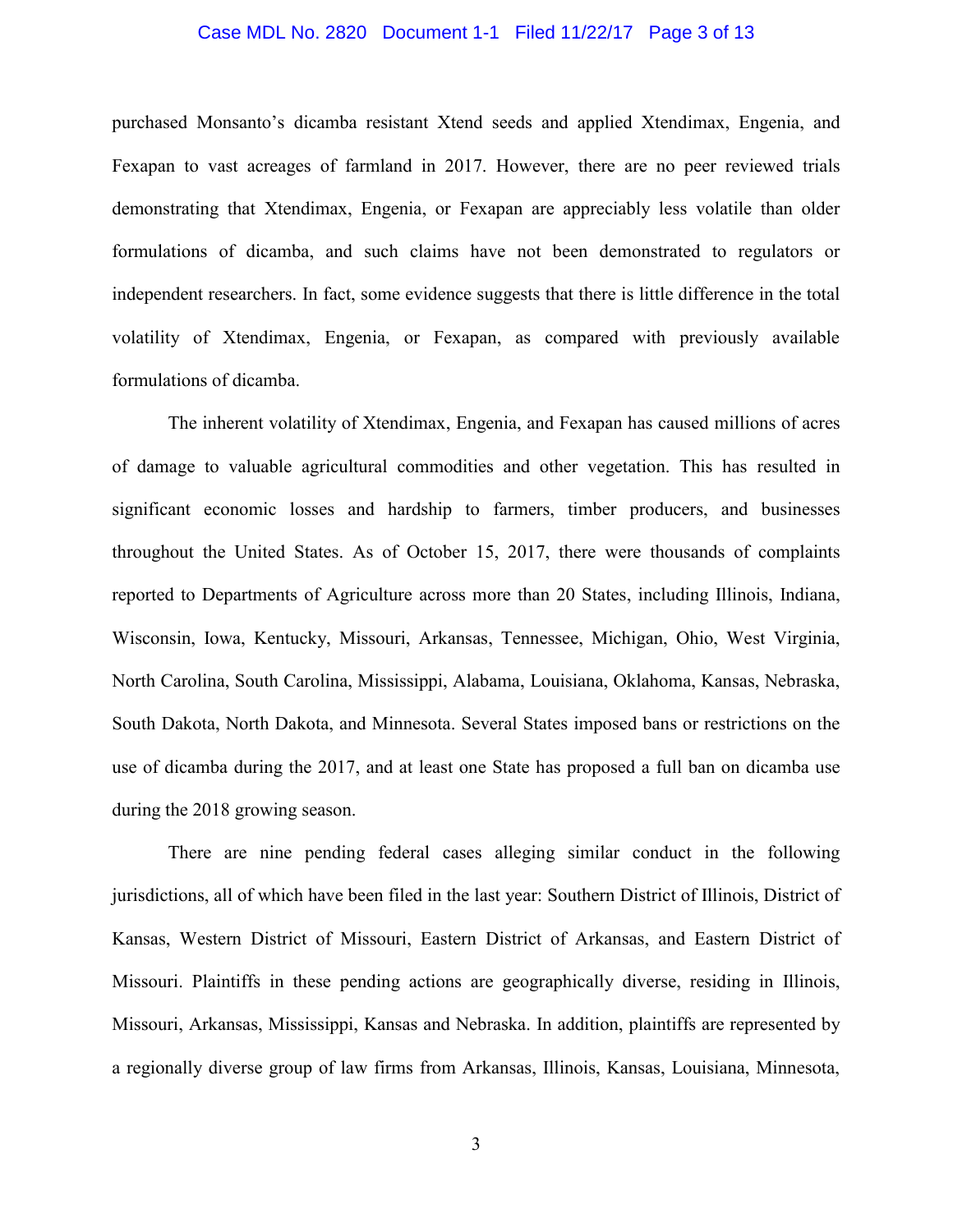purchased Monsanto's dicamba resistant Xtend seeds and applied Xtendimax, Engenia, and Fexapan to vast acreages of farmland in 2017. However, there are no peer reviewed trials demonstrating that Xtendimax, Engenia, or Fexapan are appreciably less volatile than older formulations of dicamba, and such claims have not been demonstrated to regulators or independent researchers. In fact, some evidence suggests that there is little difference in the total volatility of Xtendimax, Engenia, or Fexapan, as compared with previously available formulations of dicamba.

The inherent volatility of Xtendimax, Engenia, and Fexapan has caused millions of acres of damage to valuable agricultural commodities and other vegetation. This has resulted in significant economic losses and hardship to farmers, timber producers, and businesses throughout the United States. As of October 15, 2017, there were thousands of complaints reported to Departments of Agriculture across more than 20 States, including Illinois, Indiana, Wisconsin, Iowa, Kentucky, Missouri, Arkansas, Tennessee, Michigan, Ohio, West Virginia, North Carolina, South Carolina, Mississippi, Alabama, Louisiana, Oklahoma, Kansas, Nebraska, South Dakota, North Dakota, and Minnesota. Several States imposed bans or restrictions on the use of dicamba during the 2017, and at least one State has proposed a full ban on dicamba use during the 2018 growing season.

There are nine pending federal cases alleging similar conduct in the following jurisdictions, all of which have been filed in the last year: Southern District of Illinois, District of Kansas, Western District of Missouri, Eastern District of Arkansas, and Eastern District of Missouri. Plaintiffs in these pending actions are geographically diverse, residing in Illinois, Missouri, Arkansas, Mississippi, Kansas and Nebraska. In addition, plaintiffs are represented by a regionally diverse group of law firms from Arkansas, Illinois, Kansas, Louisiana, Minnesota,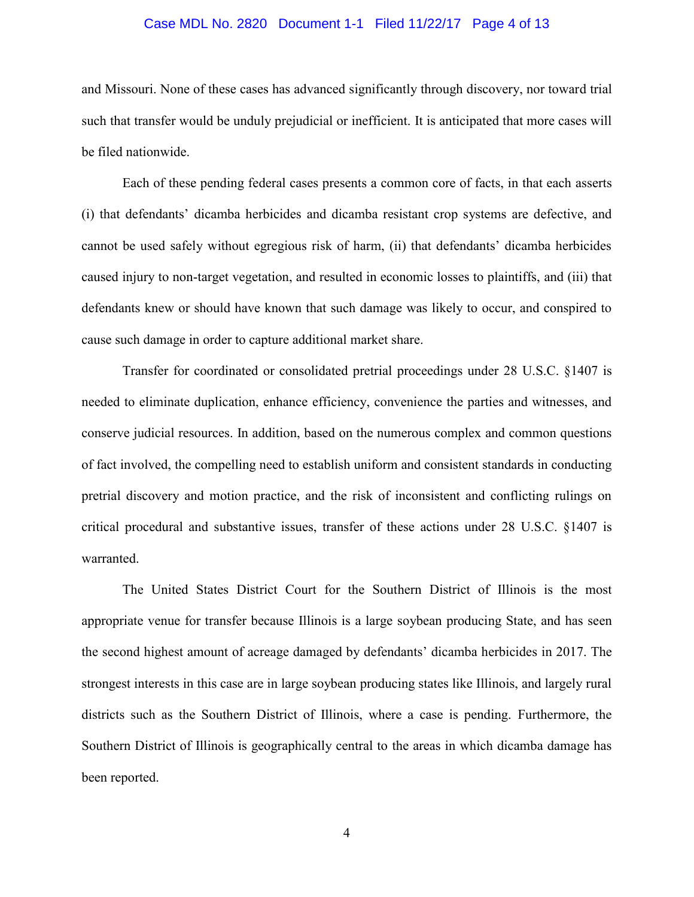and Missouri. None of these cases has advanced significantly through discovery, nor toward trial such that transfer would be unduly prejudicial or inefficient. It is anticipated that more cases will be filed nationwide.

Each of these pending federal cases presents a common core of facts, in that each asserts (i) that defendants' dicamba herbicides and dicamba resistant crop systems are defective, and cannot be used safely without egregious risk of harm, (ii) that defendants' dicamba herbicides caused injury to non-target vegetation, and resulted in economic losses to plaintiffs, and (iii) that defendants knew or should have known that such damage was likely to occur, and conspired to cause such damage in order to capture additional market share.

Transfer for coordinated or consolidated pretrial proceedings under 28 U.S.C. §1407 is needed to eliminate duplication, enhance efficiency, convenience the parties and witnesses, and conserve judicial resources. In addition, based on the numerous complex and common questions of fact involved, the compelling need to establish uniform and consistent standards in conducting pretrial discovery and motion practice, and the risk of inconsistent and conflicting rulings on critical procedural and substantive issues, transfer of these actions under 28 U.S.C. §1407 is warranted.

The United States District Court for the Southern District of Illinois is the most appropriate venue for transfer because Illinois is a large soybean producing State, and has seen the second highest amount of acreage damaged by defendants' dicamba herbicides in 2017. The strongest interests in this case are in large soybean producing states like Illinois, and largely rural districts such as the Southern District of Illinois, where a case is pending. Furthermore, the Southern District of Illinois is geographically central to the areas in which dicamba damage has been reported.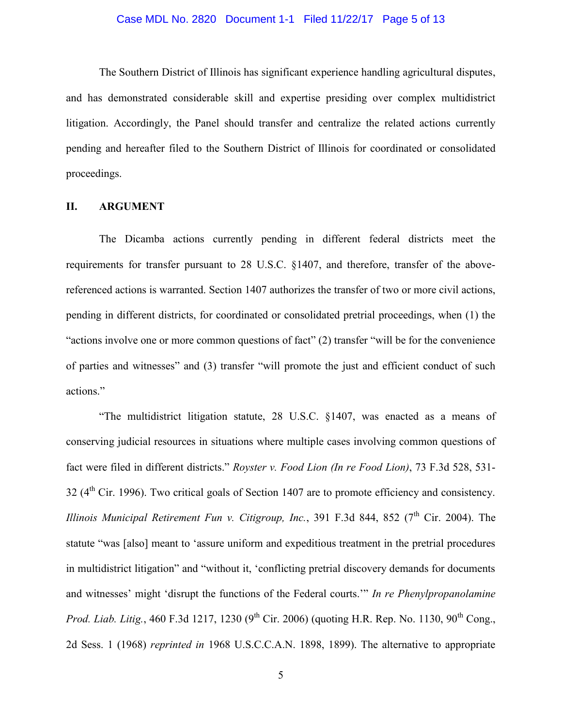The Southern District of Illinois has significant experience handling agricultural disputes, and has demonstrated considerable skill and expertise presiding over complex multidistrict litigation. Accordingly, the Panel should transfer and centralize the related actions currently pending and hereafter filed to the Southern District of Illinois for coordinated or consolidated proceedings.

## II. ARGUMENT

The Dicamba actions currently pending in different federal districts meet the requirements for transfer pursuant to 28 U.S.C. §1407, and therefore, transfer of the above-referenced actions is warranted. Section 1407 authorizes the transfer of two or more civil actions, pending in different districts, for coordinated or consolidated pretrial proceedings, when (1) the "actions involve one or more common questions of fact" (2) transfer "will be for the convenience of parties and witnesses" and (3) transfer "will promote the just and efficient conduct of such actions."

"The multidistrict litigation statute, 28 U.S.C. §1407, was enacted as a means of conserving judicial resources in situations where multiple cases involving common questions of fact were filed in different districts." *Royster v. Food Lion (In re Food Lion)*, 73 F.3d 528, 531-32 (4th Cir. 1996). Two critical goals of Section 1407 are to promote efficiency and consistency. *Illinois Municipal Retirement Fun v. Citigroup, Inc.*, 391 F.3d 844, 852 (7th Cir. 2004). The statute "was [also] meant to 'assure uniform and expeditious treatment in the pretrial procedures in multidistrict litigation" and "without it, 'conflicting pretrial discovery demands for documents and witnesses' might 'disrupt the functions of the Federal courts.'" *In re Phenylpropanolamine Prod. Liab. Litig.*, 460 F.3d 1217, 1230 (9th Cir. 2006) (quoting H.R. Rep. No. 1130, 90th Cong., 2d Sess. 1 (1968) *reprinted in* 1968 U.S.C.C.A.N. 1898, 1899). The alternative to appropriate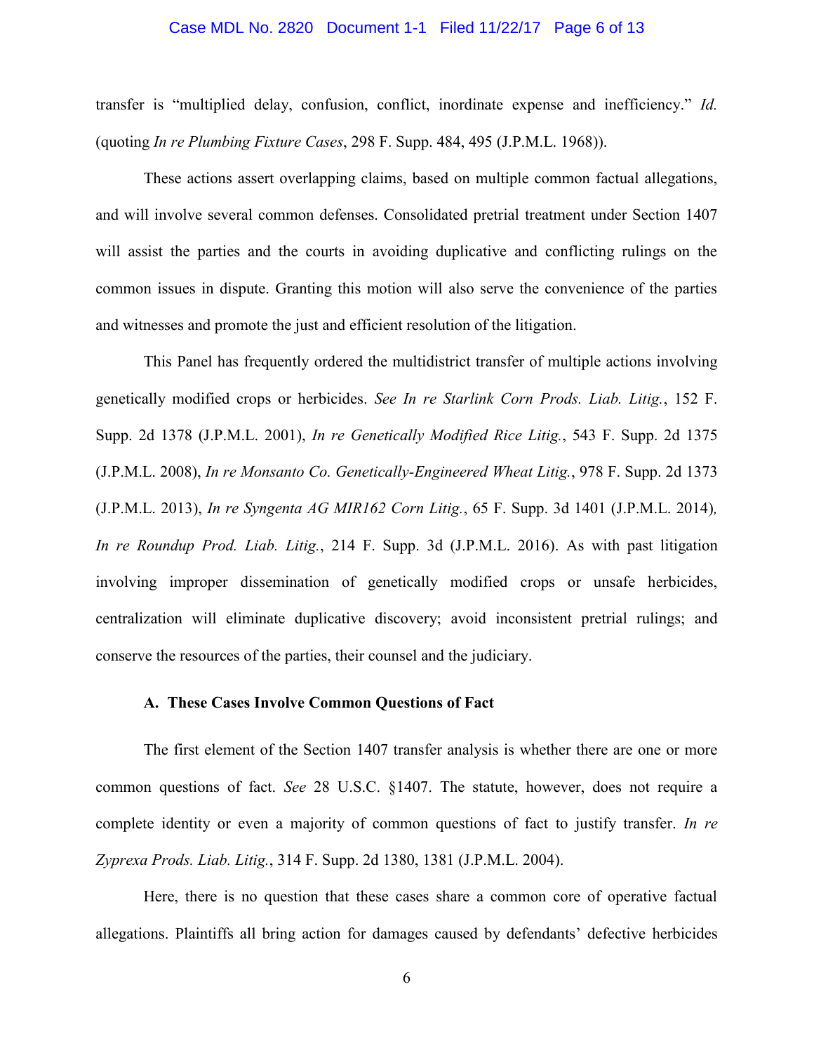transfer is "multiplied delay, confusion, conflict, inordinate expense and inefficiency." *Id.* (quoting *In re Plumbing Fixture Cases*, 298 F. Supp. 484, 495 (J.P.M.L. 1968)).

These actions assert overlapping claims, based on multiple common factual allegations, and will involve several common defenses. Consolidated pretrial treatment under Section 1407 will assist the parties and the courts in avoiding duplicative and conflicting rulings on the common issues in dispute. Granting this motion will also serve the convenience of the parties and witnesses and promote the just and efficient resolution of the litigation.

This Panel has frequently ordered the multidistrict transfer of multiple actions involving genetically modified crops or herbicides. *See In re Starlink Corn Prods. Liab. Litig.*, 152 F. Supp. 2d 1378 (J.P.M.L. 2001), *In re Genetically Modified Rice Litig.*, 543 F. Supp. 2d 1375 (J.P.M.L. 2008), *In re Monsanto Co. Genetically-Engineered Wheat Litig.*, 978 F. Supp. 2d 1373 (J.P.M.L. 2013), *In re Syngenta AG MIR162 Corn Litig.*, 65 F. Supp. 3d 1401 (J.P.M.L. 2014), *In re Roundup Prod. Liab. Litig.*, 214 F. Supp. 3d (J.P.M.L. 2016). As with past litigation involving improper dissemination of genetically modified crops or unsafe herbicides, centralization will eliminate duplicative discovery; avoid inconsistent pretrial rulings; and conserve the resources of the parties, their counsel and the judiciary.

### A. These Cases Involve Common Questions of Fact

The first element of the Section 1407 transfer analysis is whether there are one or more common questions of fact. *See* 28 U.S.C. §1407. The statute, however, does not require a complete identity or even a majority of common questions of fact to justify transfer. *In re Zyprexa Prods. Liab. Litig.*, 314 F. Supp. 2d 1380, 1381 (J.P.M.L. 2004).

Here, there is no question that these cases share a common core of operative factual allegations. Plaintiffs all bring action for damages caused by defendants' defective herbicides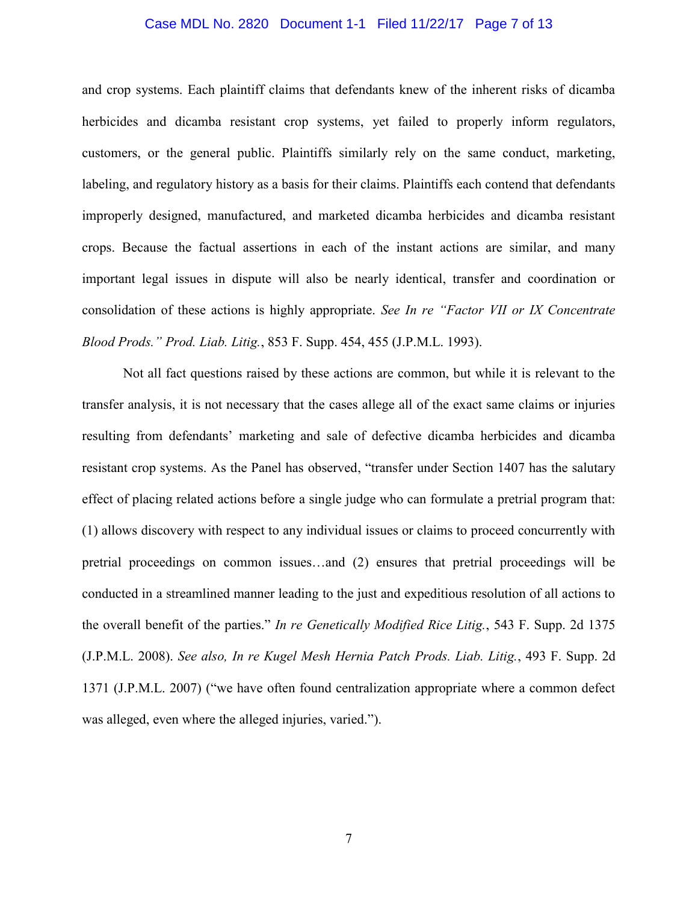and crop systems. Each plaintiff claims that defendants knew of the inherent risks of dicamba herbicides and dicamba resistant crop systems, yet failed to properly inform regulators, customers, or the general public. Plaintiffs similarly rely on the same conduct, marketing, labeling, and regulatory history as a basis for their claims. Plaintiffs each contend that defendants improperly designed, manufactured, and marketed dicamba herbicides and dicamba resistant crops. Because the factual assertions in each of the instant actions are similar, and many important legal issues in dispute will also be nearly identical, transfer and coordination or consolidation of these actions is highly appropriate. *See In re "Factor VII or IX Concentrate Blood Prods." Prod. Liab. Litig.*, 853 F. Supp. 454, 455 (J.P.M.L. 1993).

Not all fact questions raised by these actions are common, but while it is relevant to the transfer analysis, it is not necessary that the cases allege all of the exact same claims or injuries resulting from defendants' marketing and sale of defective dicamba herbicides and dicamba resistant crop systems. As the Panel has observed, "transfer under Section 1407 has the salutary effect of placing related actions before a single judge who can formulate a pretrial program that: (1) allows discovery with respect to any individual issues or claims to proceed concurrently with pretrial proceedings on common issues…and (2) ensures that pretrial proceedings will be conducted in a streamlined manner leading to the just and expeditious resolution of all actions to the overall benefit of the parties." *In re Genetically Modified Rice Litig.*, 543 F. Supp. 2d 1375 (J.P.M.L. 2008). *See also, In re Kugel Mesh Hernia Patch Prods. Liab. Litig.*, 493 F. Supp. 2d 1371 (J.P.M.L. 2007) ("we have often found centralization appropriate where a common defect was alleged, even where the alleged injuries, varied.").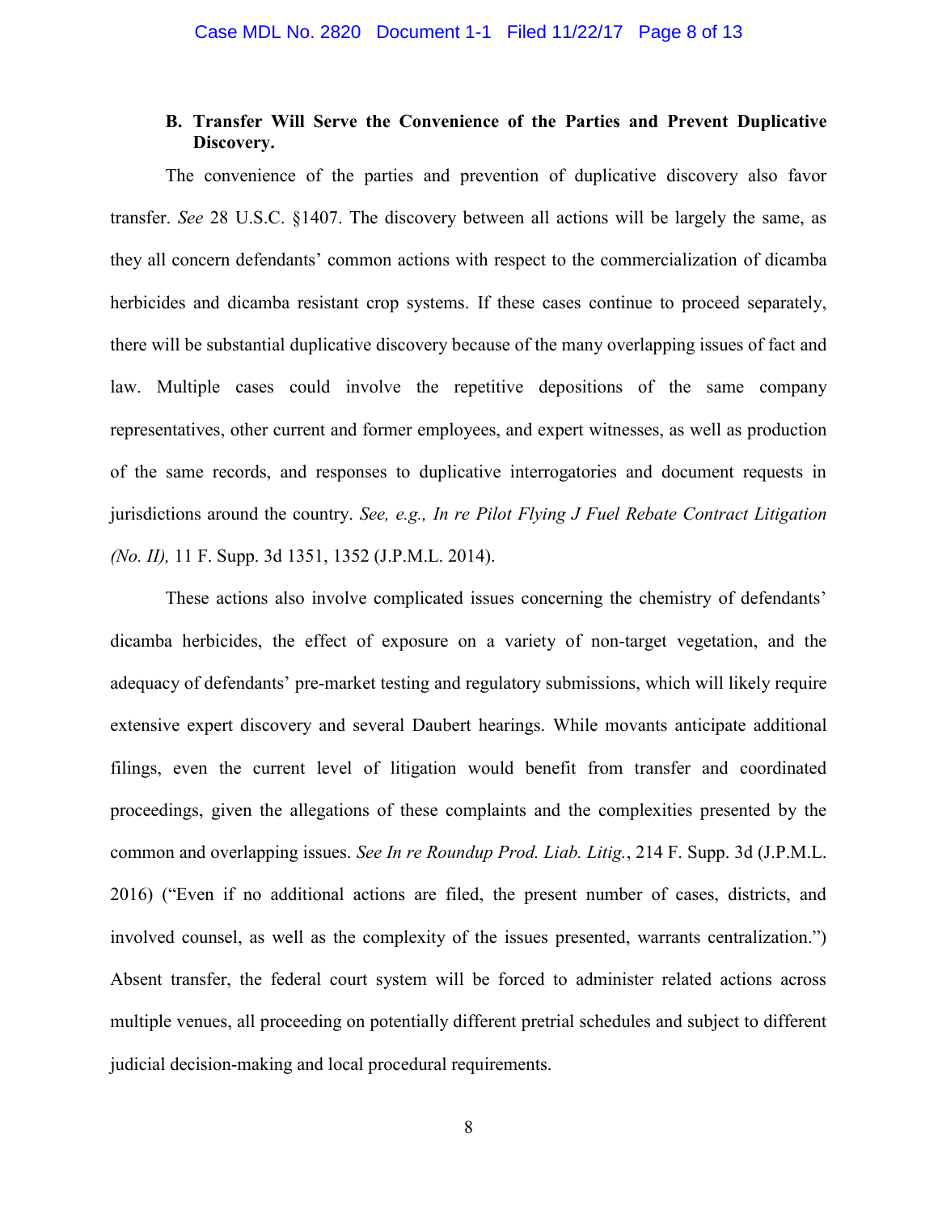### B. Transfer Will Serve the Convenience of the Parties and Prevent Duplicative Discovery.

The convenience of the parties and prevention of duplicative discovery also favor transfer. *See* 28 U.S.C. §1407. The discovery between all actions will be largely the same, as they all concern defendants' common actions with respect to the commercialization of dicamba herbicides and dicamba resistant crop systems. If these cases continue to proceed separately, there will be substantial duplicative discovery because of the many overlapping issues of fact and law. Multiple cases could involve the repetitive depositions of the same company representatives, other current and former employees, and expert witnesses, as well as production of the same records, and responses to duplicative interrogatories and document requests in jurisdictions around the country. *See, e.g., In re Pilot Flying J Fuel Rebate Contract Litigation (No. II),* 11 F. Supp. 3d 1351, 1352 (J.P.M.L. 2014).

These actions also involve complicated issues concerning the chemistry of defendants' dicamba herbicides, the effect of exposure on a variety of non-target vegetation, and the adequacy of defendants' pre-market testing and regulatory submissions, which will likely require extensive expert discovery and several Daubert hearings. While movants anticipate additional filings, even the current level of litigation would benefit from transfer and coordinated proceedings, given the allegations of these complaints and the complexities presented by the common and overlapping issues. *See In re Roundup Prod. Liab. Litig.*, 214 F. Supp. 3d (J.P.M.L. 2016) ("Even if no additional actions are filed, the present number of cases, districts, and involved counsel, as well as the complexity of the issues presented, warrants centralization.") Absent transfer, the federal court system will be forced to administer related actions across multiple venues, all proceeding on potentially different pretrial schedules and subject to different judicial decision-making and local procedural requirements.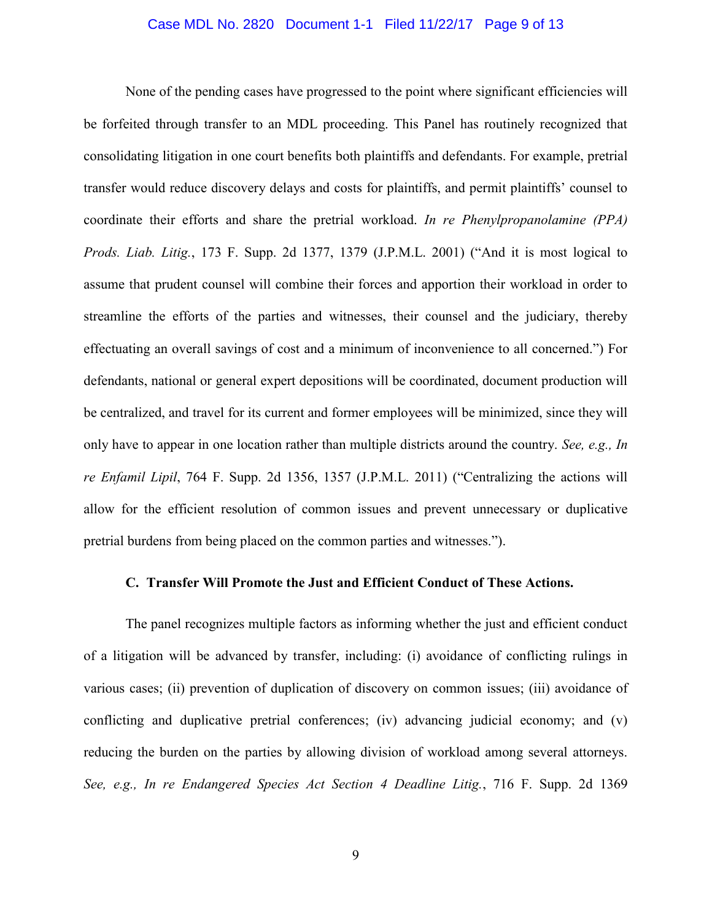None of the pending cases have progressed to the point where significant efficiencies will be forfeited through transfer to an MDL proceeding. This Panel has routinely recognized that consolidating litigation in one court benefits both plaintiffs and defendants. For example, pretrial transfer would reduce discovery delays and costs for plaintiffs, and permit plaintiffs' counsel to coordinate their efforts and share the pretrial workload. *In re Phenylpropanolamine (PPA) Prods. Liab. Litig.*, 173 F. Supp. 2d 1377, 1379 (J.P.M.L. 2001) ("And it is most logical to assume that prudent counsel will combine their forces and apportion their workload in order to streamline the efforts of the parties and witnesses, their counsel and the judiciary, thereby effectuating an overall savings of cost and a minimum of inconvenience to all concerned.") For defendants, national or general expert depositions will be coordinated, document production will be centralized, and travel for its current and former employees will be minimized, since they will only have to appear in one location rather than multiple districts around the country. *See, e.g., In re Enfamil Lipil*, 764 F. Supp. 2d 1356, 1357 (J.P.M.L. 2011) ("Centralizing the actions will allow for the efficient resolution of common issues and prevent unnecessary or duplicative pretrial burdens from being placed on the common parties and witnesses.").

### C. Transfer Will Promote the Just and Efficient Conduct of These Actions.

The panel recognizes multiple factors as informing whether the just and efficient conduct of a litigation will be advanced by transfer, including: (i) avoidance of conflicting rulings in various cases; (ii) prevention of duplication of discovery on common issues; (iii) avoidance of conflicting and duplicative pretrial conferences; (iv) advancing judicial economy; and (v) reducing the burden on the parties by allowing division of workload among several attorneys. *See, e.g., In re Endangered Species Act Section 4 Deadline Litig.*, 716 F. Supp. 2d 1369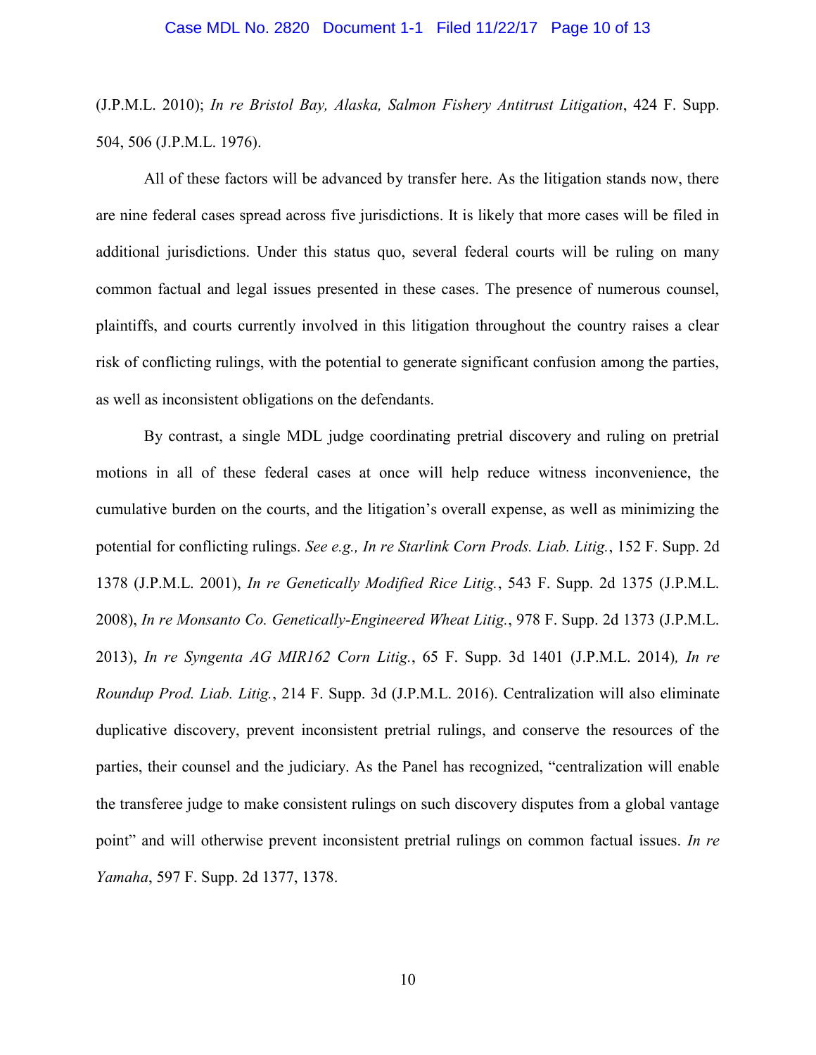(J.P.M.L. 2010); *In re Bristol Bay, Alaska, Salmon Fishery Antitrust Litigation*, 424 F. Supp. 504, 506 (J.P.M.L. 1976).

All of these factors will be advanced by transfer here. As the litigation stands now, there are nine federal cases spread across five jurisdictions. It is likely that more cases will be filed in additional jurisdictions. Under this status quo, several federal courts will be ruling on many common factual and legal issues presented in these cases. The presence of numerous counsel, plaintiffs, and courts currently involved in this litigation throughout the country raises a clear risk of conflicting rulings, with the potential to generate significant confusion among the parties, as well as inconsistent obligations on the defendants.

By contrast, a single MDL judge coordinating pretrial discovery and ruling on pretrial motions in all of these federal cases at once will help reduce witness inconvenience, the cumulative burden on the courts, and the litigation's overall expense, as well as minimizing the potential for conflicting rulings. *See e.g., In re Starlink Corn Prods. Liab. Litig.*, 152 F. Supp. 2d 1378 (J.P.M.L. 2001), *In re Genetically Modified Rice Litig.*, 543 F. Supp. 2d 1375 (J.P.M.L. 2008), *In re Monsanto Co. Genetically-Engineered Wheat Litig.*, 978 F. Supp. 2d 1373 (J.P.M.L. 2013), *In re Syngenta AG MIR162 Corn Litig.*, 65 F. Supp. 3d 1401 (J.P.M.L. 2014)*, In re Roundup Prod. Liab. Litig.*, 214 F. Supp. 3d (J.P.M.L. 2016). Centralization will also eliminate duplicative discovery, prevent inconsistent pretrial rulings, and conserve the resources of the parties, their counsel and the judiciary. As the Panel has recognized, "centralization will enable the transferee judge to make consistent rulings on such discovery disputes from a global vantage point" and will otherwise prevent inconsistent pretrial rulings on common factual issues. *In re Yamaha*, 597 F. Supp. 2d 1377, 1378.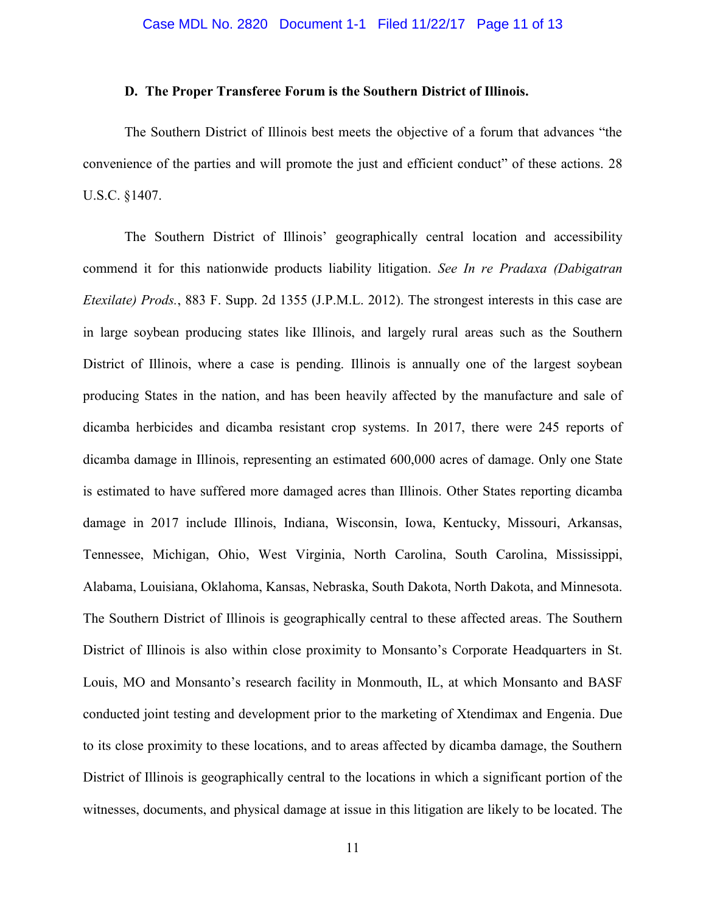### D. The Proper Transferee Forum is the Southern District of Illinois.

The Southern District of Illinois best meets the objective of a forum that advances "the convenience of the parties and will promote the just and efficient conduct" of these actions. 28 U.S.C. §1407.

The Southern District of Illinois' geographically central location and accessibility commend it for this nationwide products liability litigation. *See In re Pradaxa (Dabigatran Etexilate) Prods.*, 883 F. Supp. 2d 1355 (J.P.M.L. 2012). The strongest interests in this case are in large soybean producing states like Illinois, and largely rural areas such as the Southern District of Illinois, where a case is pending. Illinois is annually one of the largest soybean producing States in the nation, and has been heavily affected by the manufacture and sale of dicamba herbicides and dicamba resistant crop systems. In 2017, there were 245 reports of dicamba damage in Illinois, representing an estimated 600,000 acres of damage. Only one State is estimated to have suffered more damaged acres than Illinois. Other States reporting dicamba damage in 2017 include Illinois, Indiana, Wisconsin, Iowa, Kentucky, Missouri, Arkansas, Tennessee, Michigan, Ohio, West Virginia, North Carolina, South Carolina, Mississippi, Alabama, Louisiana, Oklahoma, Kansas, Nebraska, South Dakota, North Dakota, and Minnesota. The Southern District of Illinois is geographically central to these affected areas. The Southern District of Illinois is also within close proximity to Monsanto's Corporate Headquarters in St. Louis, MO and Monsanto's research facility in Monmouth, IL, at which Monsanto and BASF conducted joint testing and development prior to the marketing of Xtendimax and Engenia. Due to its close proximity to these locations, and to areas affected by dicamba damage, the Southern District of Illinois is geographically central to the locations in which a significant portion of the witnesses, documents, and physical damage at issue in this litigation are likely to be located. The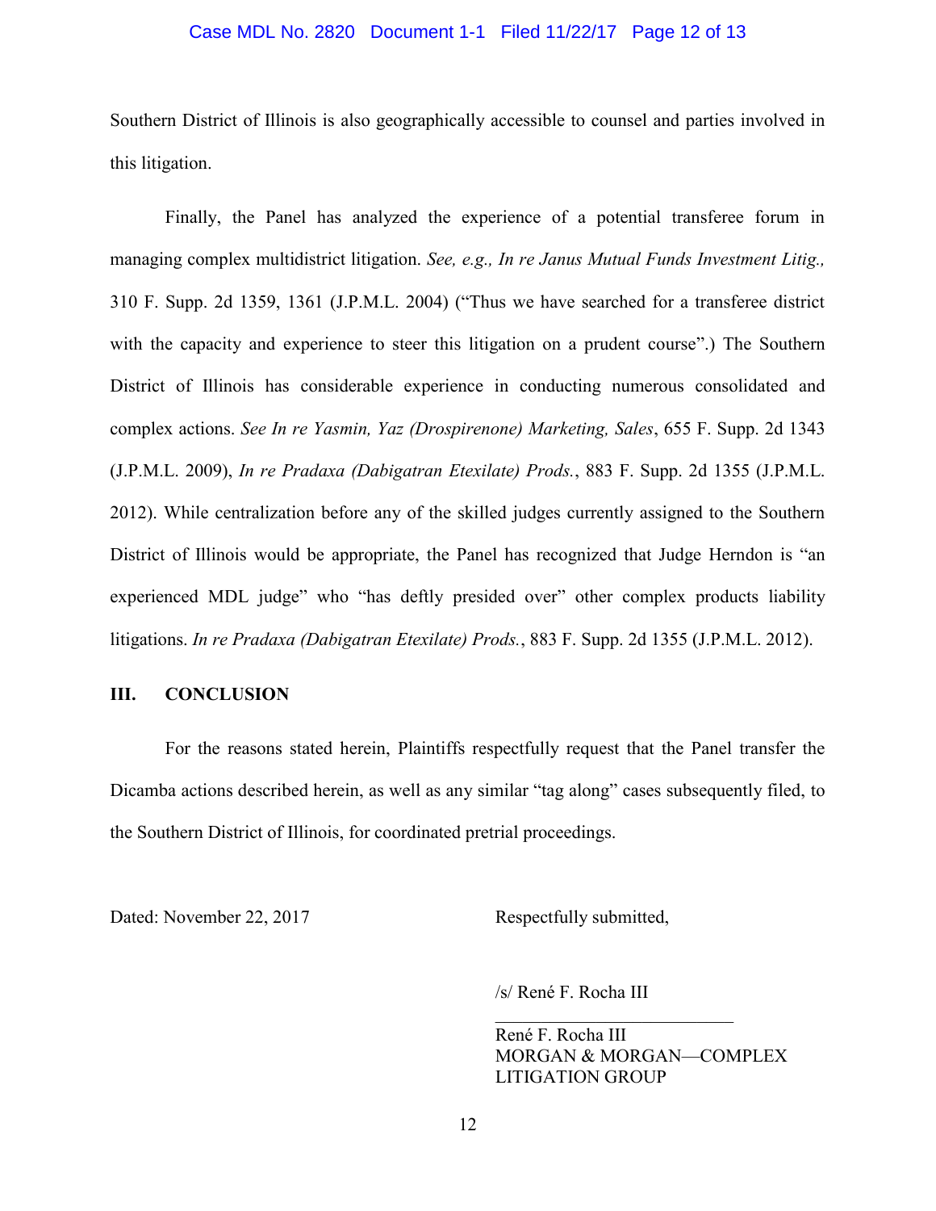Southern District of Illinois is also geographically accessible to counsel and parties involved in this litigation.

Finally, the Panel has analyzed the experience of a potential transferee forum in managing complex multidistrict litigation. *See, e.g., In re Janus Mutual Funds Investment Litig.,* 310 F. Supp. 2d 1359, 1361 (J.P.M.L. 2004) ("Thus we have searched for a transferee district with the capacity and experience to steer this litigation on a prudent course".) The Southern District of Illinois has considerable experience in conducting numerous consolidated and complex actions. *See In re Yasmin, Yaz (Drospirenone) Marketing, Sales*, 655 F. Supp. 2d 1343 (J.P.M.L. 2009), *In re Pradaxa (Dabigatran Etexilate) Prods.*, 883 F. Supp. 2d 1355 (J.P.M.L. 2012). While centralization before any of the skilled judges currently assigned to the Southern District of Illinois would be appropriate, the Panel has recognized that Judge Herndon is "an experienced MDL judge" who "has deftly presided over" other complex products liability litigations. *In re Pradaxa (Dabigatran Etexilate) Prods.*, 883 F. Supp. 2d 1355 (J.P.M.L. 2012).

## III. CONCLUSION

For the reasons stated herein, Plaintiffs respectfully request that the Panel transfer the Dicamba actions described herein, as well as any similar "tag along" cases subsequently filed, to the Southern District of Illinois, for coordinated pretrial proceedings.

Dated: November 22, 2017

Respectfully submitted,

/s/ René F. Rocha III

René F. Rocha III
MORGAN & MORGAN—COMPLEX LITIGATION GROUP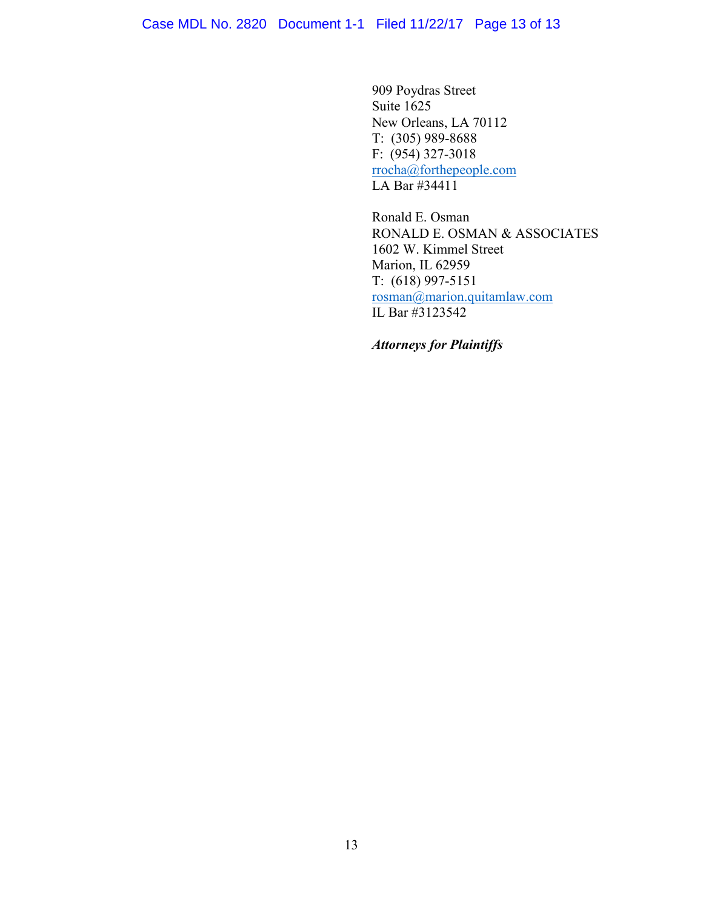909 Poydras Street
Suite 1625
New Orleans, LA 70112
T: (305) 989-8688
F: (954) 327-3018
rrocha@forthepeople.com
LA Bar #34411

Ronald E. Osman
RONALD E. OSMAN & ASSOCIATES
1602 W. Kimmel Street
Marion, IL 62959
T: (618) 997-5151
rosman@marion.quitamlaw.com
IL Bar #3123542

***Attorneys for Plaintiffs***